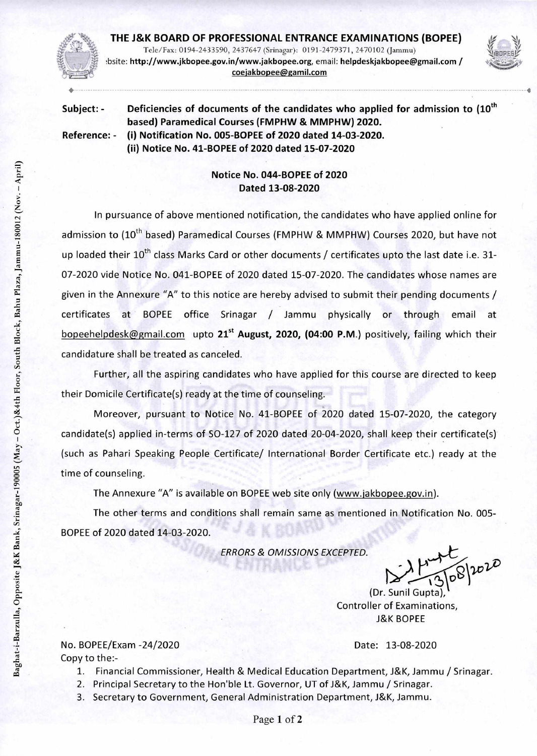# THE J&K BOARD OF PROFESSIONAL ENTRANCE EXAMINATIONS (BOPEE)

Tele/Fax: 0194-2433590, 2437647 (Srinagar): 0191-2479371, 2470102 (Jammu)
Website: **http://www.jkbopee.gov.in/www.jakbopee.org**, email: **helpdeskjakbopee@gmail.com / coejakbopee@gamil.com**

Baghat-i-Barzulla, Opposite J&K Bank, Srinagar-190005 (May – Oct.)&4th Floor, South Block, Bahu Plaza, Jammu-180012 (Nov. – April)

**Subject: -** **Deficiencies of documents of the candidates who applied for admission to (10th based) Paramedical Courses (FMPHW & MMPHW) 2020.**

**Reference: -** **(i) Notification No. 005-BOPEE of 2020 dated 14-03-2020.**
**(ii) Notice No. 41-BOPEE of 2020 dated 15-07-2020**

**Notice No. 044-BOPEE of 2020**
**Dated 13-08-2020**

In pursuance of above mentioned notification, the candidates who have applied online for admission to (10th based) Paramedical Courses (FMPHW & MMPHW) Courses 2020, but have not up loaded their 10th class Marks Card or other documents / certificates upto the last date i.e. 31-07-2020 vide Notice No. 041-BOPEE of 2020 dated 15-07-2020. The candidates whose names are given in the Annexure "A" to this notice are hereby advised to submit their pending documents / certificates at BOPEE office Srinagar / Jammu physically or through email at bopeehelpdesk@gmail.com upto **21st August, 2020, (04:00 P.M.)** positively, failing which their candidature shall be treated as canceled.

Further, all the aspiring candidates who have applied for this course are directed to keep their Domicile Certificate(s) ready at the time of counseling.

Moreover, pursuant to Notice No. 41-BOPEE of 2020 dated 15-07-2020, the category candidate(s) applied in-terms of SO-127 of 2020 dated 20-04-2020, shall keep their certificate(s) (such as Pahari Speaking People Certificate/ International Border Certificate etc.) ready at the time of counseling.

The Annexure "A" is available on BOPEE web site only (www.jakbopee.gov.in).

The other terms and conditions shall remain same as mentioned in Notification No. 005-BOPEE of 2020 dated 14-03-2020.

*ERRORS & OMISSIONS EXCEPTED.*

13/08/2020
(Dr. Sunil Gupta),
Controller of Examinations,
J&K BOPEE

No. BOPEE/Exam -24/2020 Date: 13-08-2020

Copy to the:-

1. Financial Commissioner, Health & Medical Education Department, J&K, Jammu / Srinagar.
2. Principal Secretary to the Hon'ble Lt. Governor, UT of J&K, Jammu / Srinagar.
3. Secretary to Government, General Administration Department, J&K, Jammu.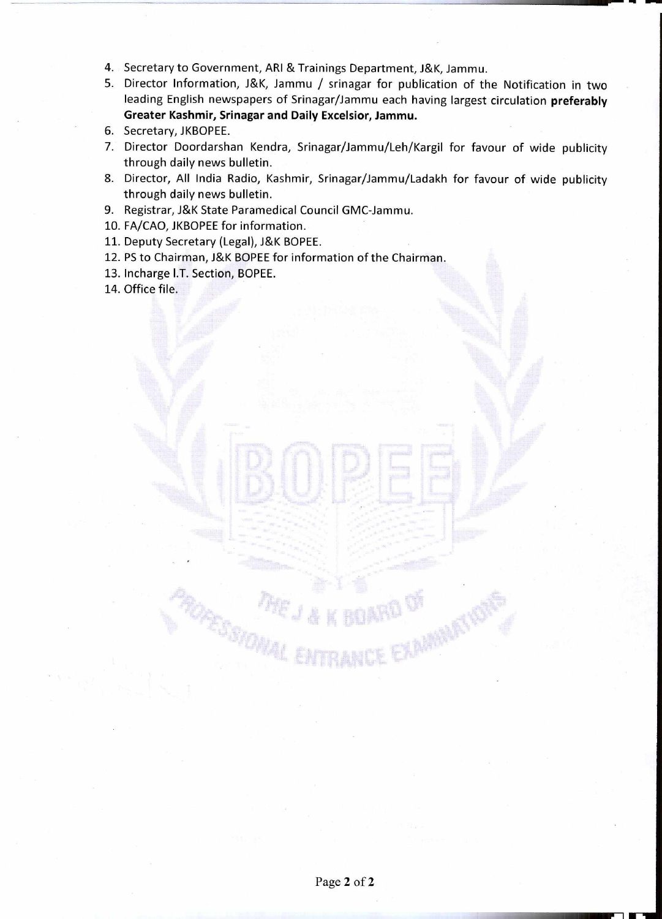4. Secretary to Government, ARI & Trainings Department, J&K, Jammu.
5. Director Information, J&K, Jammu / srinagar for publication of the Notification in two leading English newspapers of Srinagar/Jammu each having largest circulation **preferably Greater Kashmir, Srinagar and Daily Excelsior, Jammu.**
6. Secretary, JKBOPEE.
7. Director Doordarshan Kendra, Srinagar/Jammu/Leh/Kargil for favour of wide publicity through daily news bulletin.
8. Director, All India Radio, Kashmir, Srinagar/Jammu/Ladakh for favour of wide publicity through daily news bulletin.
9. Registrar, J&K State Paramedical Council GMC-Jammu.
10. FA/CAO, JKBOPEE for information.
11. Deputy Secretary (Legal), J&K BOPEE.
12. PS to Chairman, J&K BOPEE for information of the Chairman.
13. Incharge I.T. Section, BOPEE.
14. Office file.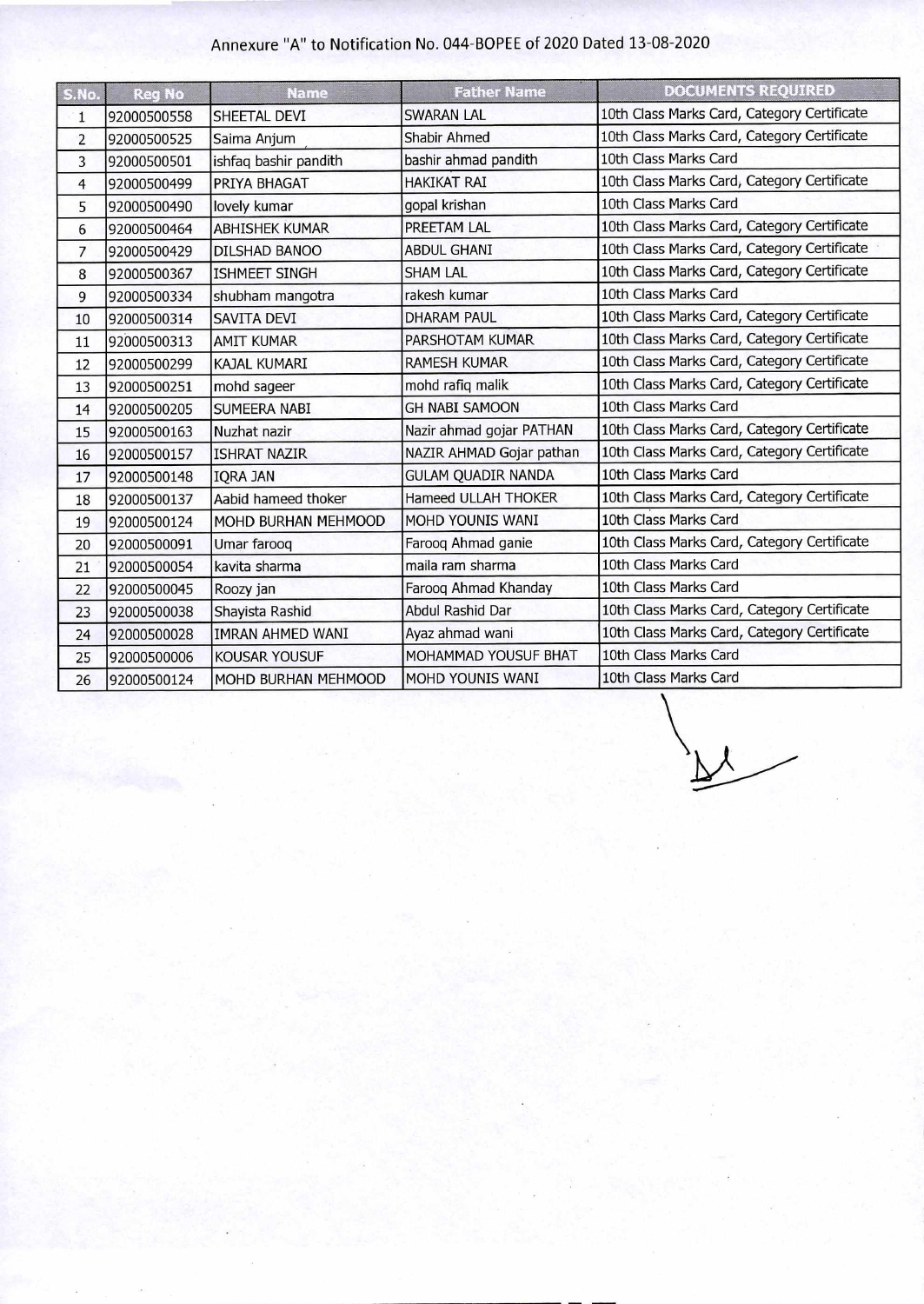Annexure "A" to Notification No. 044-BOPEE of 2020 Dated 13-08-2020

| S.No. | Reg No | Name | Father Name | DOCUMENTS REQUIRED |
|---|---|---|---|---|
| 1 | 92000500558 | SHEETAL DEVI | SWARAN LAL | 10th Class Marks Card, Category Certificate |
| 2 | 92000500525 | Saima Anjum | Shabir Ahmed | 10th Class Marks Card, Category Certificate |
| 3 | 92000500501 | ishfaq bashir pandith | bashir ahmad pandith | 10th Class Marks Card |
| 4 | 92000500499 | PRIYA BHAGAT | HAKIKAT RAI | 10th Class Marks Card, Category Certificate |
| 5 | 92000500490 | lovely kumar | gopal krishan | 10th Class Marks Card |
| 6 | 92000500464 | ABHISHEK KUMAR | PREETAM LAL | 10th Class Marks Card, Category Certificate |
| 7 | 92000500429 | DILSHAD BANOO | ABDUL GHANI | 10th Class Marks Card, Category Certificate |
| 8 | 92000500367 | ISHMEET SINGH | SHAM LAL | 10th Class Marks Card, Category Certificate |
| 9 | 92000500334 | shubham mangotra | rakesh kumar | 10th Class Marks Card |
| 10 | 92000500314 | SAVITA DEVI | DHARAM PAUL | 10th Class Marks Card, Category Certificate |
| 11 | 92000500313 | AMIT KUMAR | PARSHOTAM KUMAR | 10th Class Marks Card, Category Certificate |
| 12 | 92000500299 | KAJAL KUMARI | RAMESH KUMAR | 10th Class Marks Card, Category Certificate |
| 13 | 92000500251 | mohd sageer | mohd rafiq malik | 10th Class Marks Card, Category Certificate |
| 14 | 92000500205 | SUMEERA NABI | GH NABI SAMOON | 10th Class Marks Card |
| 15 | 92000500163 | Nuzhat nazir | Nazir ahmad gojar PATHAN | 10th Class Marks Card, Category Certificate |
| 16 | 92000500157 | ISHRAT NAZIR | NAZIR AHMAD Gojar pathan | 10th Class Marks Card, Category Certificate |
| 17 | 92000500148 | IQRA JAN | GULAM QUADIR NANDA | 10th Class Marks Card |
| 18 | 92000500137 | Aabid hameed thoker | Hameed ULLAH THOKER | 10th Class Marks Card, Category Certificate |
| 19 | 92000500124 | MOHD BURHAN MEHMOOD | MOHD YOUNIS WANI | 10th Class Marks Card |
| 20 | 92000500091 | Umar farooq | Farooq Ahmad ganie | 10th Class Marks Card, Category Certificate |
| 21 | 92000500054 | kavita sharma | maila ram sharma | 10th Class Marks Card |
| 22 | 92000500045 | Roozy jan | Farooq Ahmad Khanday | 10th Class Marks Card |
| 23 | 92000500038 | Shayista Rashid | Abdul Rashid Dar | 10th Class Marks Card, Category Certificate |
| 24 | 92000500028 | IMRAN AHMED WANI | Ayaz ahmad wani | 10th Class Marks Card, Category Certificate |
| 25 | 92000500006 | KOUSAR YOUSUF | MOHAMMAD YOUSUF BHAT | 10th Class Marks Card |
| 26 | 92000500124 | MOHD BURHAN MEHMOOD | MOHD YOUNIS WANI | 10th Class Marks Card |